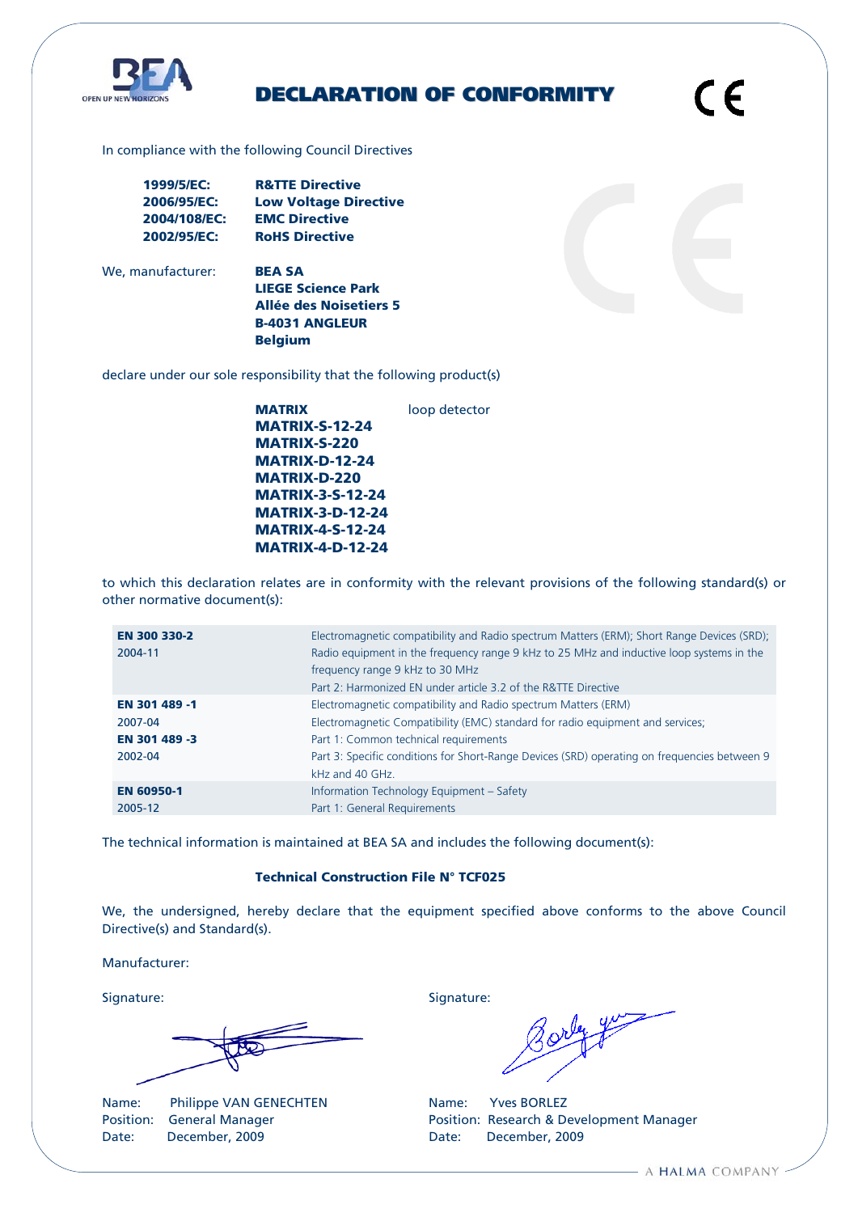# DECLARATION OF CONFORMITY

In compliance with the following Council Directives

| | |
|---|---|
| **1999/5/EC:** | **R&TTE Directive** |
| **2006/95/EC:** | **Low Voltage Directive** |
| **2004/108/EC:** | **EMC Directive** |
| **2002/95/EC:** | **RoHS Directive** |

We, manufacturer: **BEA SA**
**LIEGE Science Park**
**Allée des Noisetiers 5**
**B-4031 ANGLEUR**
**Belgium**

declare under our sole responsibility that the following product(s)

**MATRIX** loop detector
**MATRIX-S-12-24**
**MATRIX-S-220**
**MATRIX-D-12-24**
**MATRIX-D-220**
**MATRIX-3-S-12-24**
**MATRIX-3-D-12-24**
**MATRIX-4-S-12-24**
**MATRIX-4-D-12-24**

to which this declaration relates are in conformity with the relevant provisions of the following standard(s) or other normative document(s):

| | |
|---|---|
| **EN 300 330-2** 2004-11 | Electromagnetic compatibility and Radio spectrum Matters (ERM); Short Range Devices (SRD); Radio equipment in the frequency range 9 kHz to 25 MHz and inductive loop systems in the frequency range 9 kHz to 30 MHz Part 2: Harmonized EN under article 3.2 of the R&TTE Directive |
| **EN 301 489 -1** 2007-04 **EN 301 489 -3** 2002-04 | Electromagnetic compatibility and Radio spectrum Matters (ERM) Electromagnetic Compatibility (EMC) standard for radio equipment and services; Part 1: Common technical requirements Part 3: Specific conditions for Short-Range Devices (SRD) operating on frequencies between 9 kHz and 40 GHz. |
| **EN 60950-1** 2005-12 | Information Technology Equipment – Safety Part 1: General Requirements |

The technical information is maintained at BEA SA and includes the following document(s):

**Technical Construction File N° TCF025**

We, the undersigned, hereby declare that the equipment specified above conforms to the above Council Directive(s) and Standard(s).

Manufacturer:

Signature:

Name: Philippe VAN GENECHTEN
Position: General Manager
Date: December, 2009

Signature:

Name: Yves BORLEZ
Position: Research & Development Manager
Date: December, 2009

A HALMA COMPANY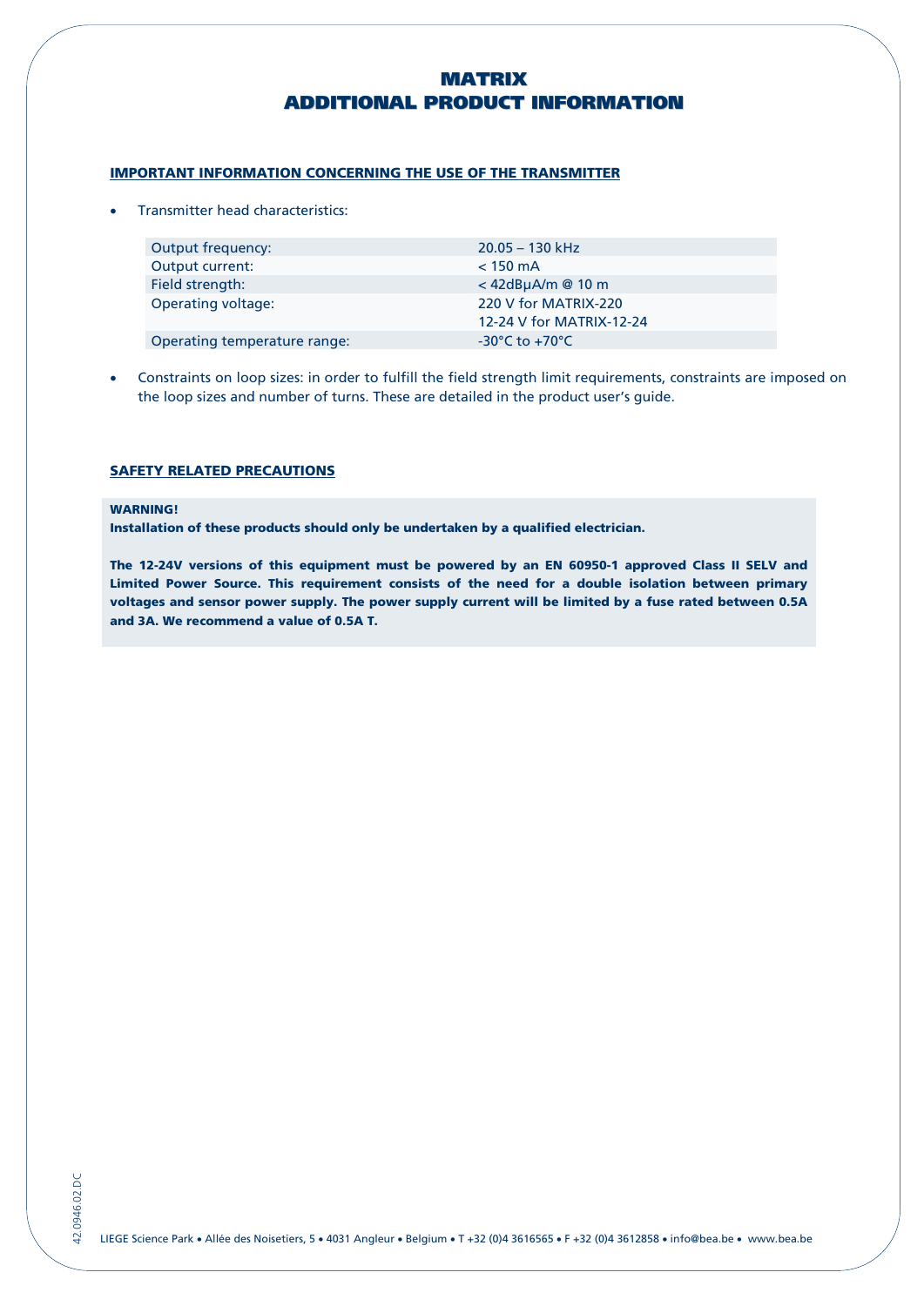# MATRIX
# ADDITIONAL PRODUCT INFORMATION

## IMPORTANT INFORMATION CONCERNING THE USE OF THE TRANSMITTER

- Transmitter head characteristics:

| | |
|---|---|
| Output frequency: | 20.05 – 130 kHz |
| Output current: | < 150 mA |
| Field strength: | < 42dBµA/m @ 10 m |
| Operating voltage: | 220 V for MATRIX-220<br>12-24 V for MATRIX-12-24 |
| Operating temperature range: | -30°C to +70°C |

- Constraints on loop sizes: in order to fulfill the field strength limit requirements, constraints are imposed on the loop sizes and number of turns. These are detailed in the product user's guide.

## SAFETY RELATED PRECAUTIONS

**WARNING!**
**Installation of these products should only be undertaken by a qualified electrician.**

**The 12-24V versions of this equipment must be powered by an EN 60950-1 approved Class II SELV and Limited Power Source. This requirement consists of the need for a double isolation between primary voltages and sensor power supply. The power supply current will be limited by a fuse rated between 0.5A and 3A. We recommend a value of 0.5A T.**

42.0946.02.DC

LIEGE Science Park • Allée des Noisetiers, 5 • 4031 Angleur • Belgium • T +32 (0)4 3616565 • F +32 (0)4 3612858 • info@bea.be • www.bea.be